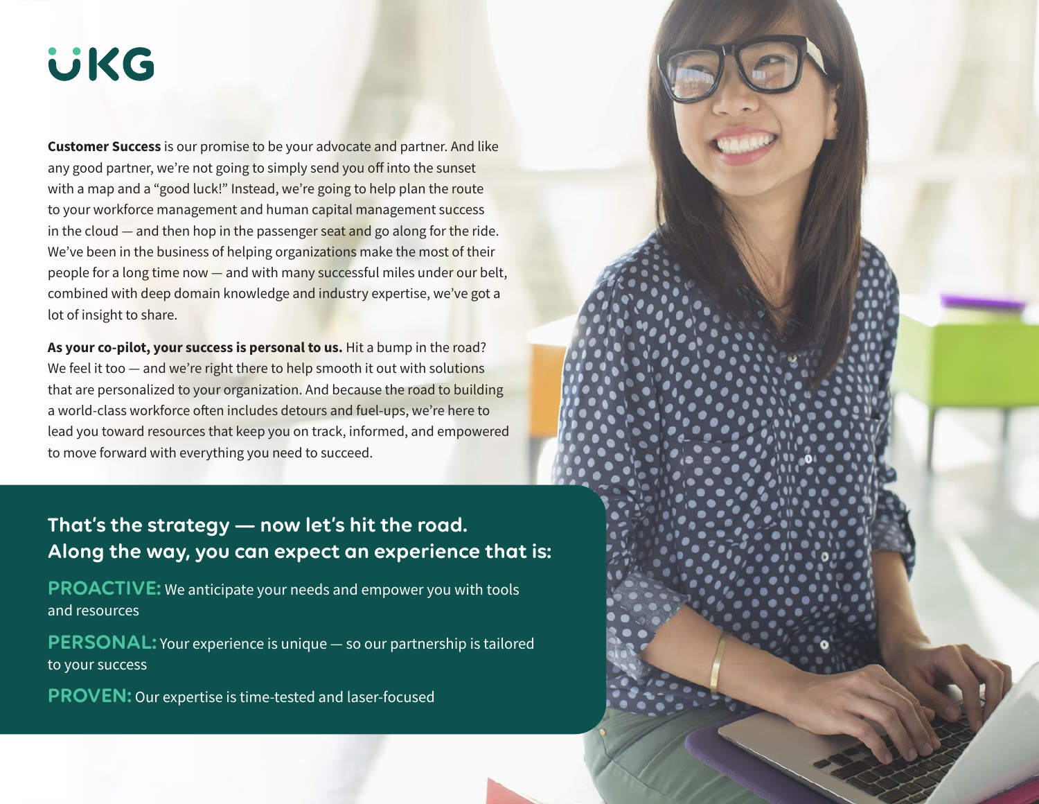UKG

**Customer Success** is our promise to be your advocate and partner. And like any good partner, we're not going to simply send you off into the sunset with a map and a "good luck!" Instead, we're going to help plan the route to your workforce management and human capital management success in the cloud — and then hop in the passenger seat and go along for the ride. We've been in the business of helping organizations make the most of their people for a long time now — and with many successful miles under our belt, combined with deep domain knowledge and industry expertise, we've got a lot of insight to share.

**As your co-pilot, your success is personal to us.** Hit a bump in the road? We feel it too — and we're right there to help smooth it out with solutions that are personalized to your organization. And because the road to building a world-class workforce often includes detours and fuel-ups, we're here to lead you toward resources that keep you on track, informed, and empowered to move forward with everything you need to succeed.

## That's the strategy — now let's hit the road. Along the way, you can expect an experience that is:

**PROACTIVE:** We anticipate your needs and empower you with tools and resources

**PERSONAL:** Your experience is unique — so our partnership is tailored to your success

**PROVEN:** Our expertise is time-tested and laser-focused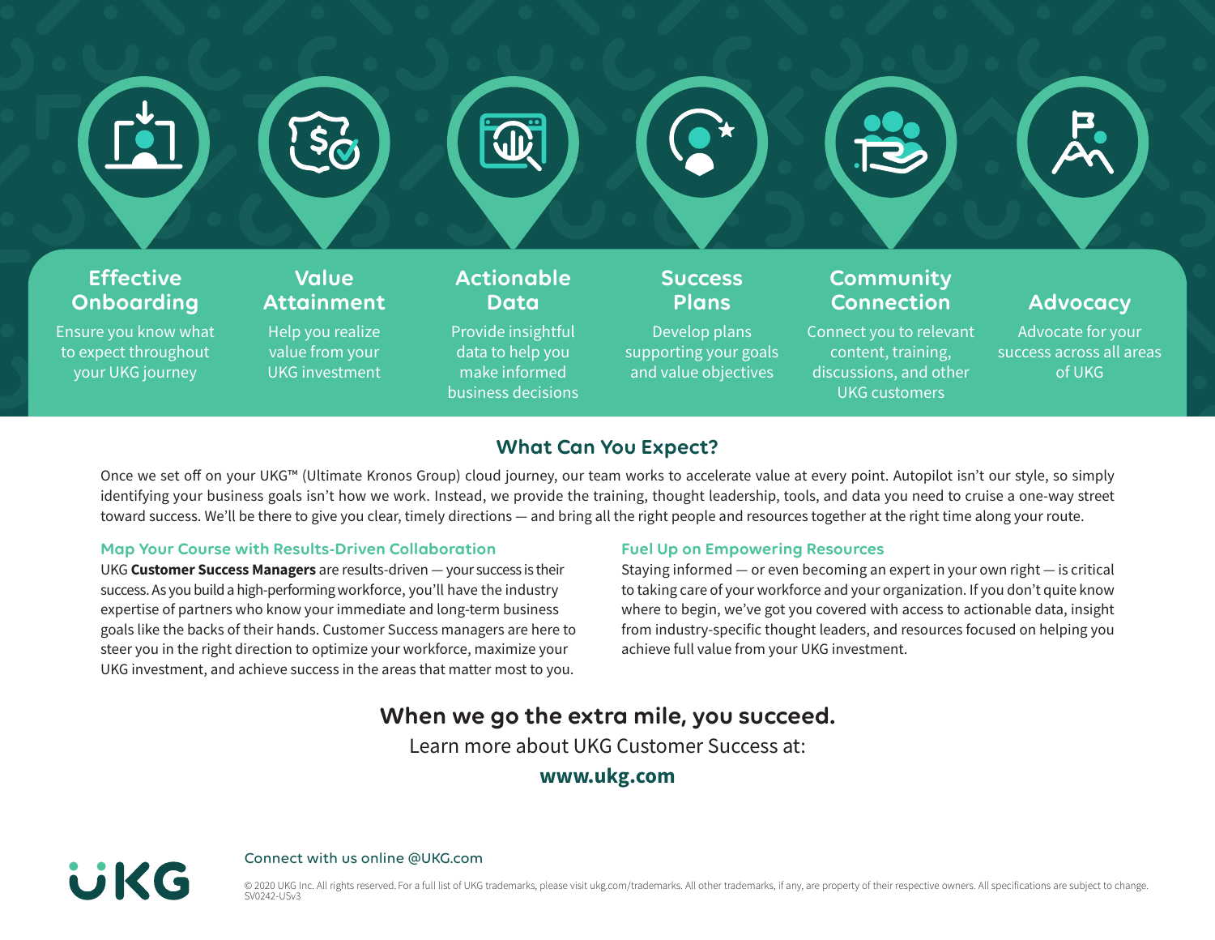### Effective Onboarding

Ensure you know what to expect throughout your UKG journey

### Value Attainment

Help you realize value from your UKG investment

### Actionable Data

Provide insightful data to help you make informed business decisions

### Success Plans

Develop plans supporting your goals and value objectives

### Community Connection

Connect you to relevant content, training, discussions, and other UKG customers

### Advocacy

Advocate for your success across all areas of UKG

## What Can You Expect?

Once we set off on your UKG™ (Ultimate Kronos Group) cloud journey, our team works to accelerate value at every point. Autopilot isn't our style, so simply identifying your business goals isn't how we work. Instead, we provide the training, thought leadership, tools, and data you need to cruise a one-way street toward success. We'll be there to give you clear, timely directions — and bring all the right people and resources together at the right time along your route.

### Map Your Course with Results-Driven Collaboration

UKG **Customer Success Managers** are results-driven — your success is their success. As you build a high-performing workforce, you'll have the industry expertise of partners who know your immediate and long-term business goals like the backs of their hands. Customer Success managers are here to steer you in the right direction to optimize your workforce, maximize your UKG investment, and achieve success in the areas that matter most to you.

### Fuel Up on Empowering Resources

Staying informed — or even becoming an expert in your own right — is critical to taking care of your workforce and your organization. If you don't quite know where to begin, we've got you covered with access to actionable data, insight from industry-specific thought leaders, and resources focused on helping you achieve full value from your UKG investment.

## When we go the extra mile, you succeed.

Learn more about UKG Customer Success at:

**www.ukg.com**

UKG

Connect with us online @UKG.com

© 2020 UKG Inc. All rights reserved. For a full list of UKG trademarks, please visit ukg.com/trademarks. All other trademarks, if any, are property of their respective owners. All specifications are subject to change. SV0242-USv3